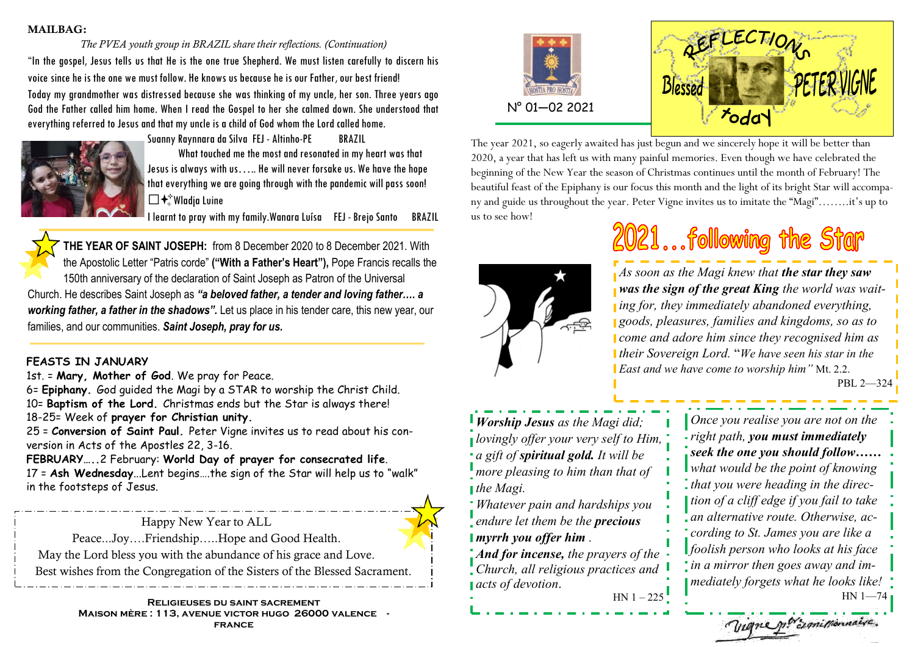**MAILBAG:**

*The PVEA youth group in BRAZIL share their reflections. (Continuation)*

"In the gospel, Jesus tells us that He is the one true Shepherd. We must listen carefully to discern his voice since he is the one we must follow. He knows us because he is our Father, our best friend!

Today my grandmother was distressed because she was thinking of my uncle, her son. Three years ago God the Father called him home. When I read the Gospel to her she calmed down. She understood that everything referred to Jesus and that my uncle is a child of God whom the Lord called home.

Suanny Raynnara da Silva FEJ - Altinho-PE BRAZIL

What touched me the most and resonated in my heart was that Jesus is always with us….. He will never forsake us. We have the hope that everything we are going through with the pandemic will pass soon! Wladja Luine

I learnt to pray with my family.Wanara Luísa FEJ - Brejo Santo BRAZIL

**THE YEAR OF SAINT JOSEPH:** from 8 December 2020 to 8 December 2021. With the Apostolic Letter "Patris corde" **("With a Father's Heart"),** Pope Francis recalls the 150th anniversary of the declaration of Saint Joseph as Patron of the Universal Church. He describes Saint Joseph as ***"a beloved father, a tender and loving father…. a working father, a father in the shadows".*** Let us place in his tender care, this new year, our families, and our communities. ***Saint Joseph, pray for us.***

**FEASTS IN JANUARY**

1st. = **Mary, Mother of God**. We pray for Peace.
6= **Epiphany.** God guided the Magi by a STAR to worship the Christ Child.
10= **Baptism of the Lord.** Christmas ends but the Star is always there!
18-25= Week of **prayer for Christian unity.**
25 = **Conversion of Saint Paul.** Peter Vigne invites us to read about his conversion in Acts of the Apostles 22, 3-16.
**FEBRUARY…..**2 February: **World Day of prayer for consecrated life**.
17 = **Ash Wednesday**...Lent begins….the sign of the Star will help us to "walk" in the footsteps of Jesus.

Happy New Year to ALL
Peace...Joy….Friendship…..Hope and Good Health.
May the Lord bless you with the abundance of his grace and Love.
Best wishes from the Congregation of the Sisters of the Blessed Sacrament.

**Religieuses du saint sacrement**
**Maison mère : 113, avenue Victor Hugo 26000 Valence - France**

HOSTIA PRO HOSTIA

N° 01—02 2021

# Reflections — Blessed PETER VIGNE today

The year 2021, so eagerly awaited has just begun and we sincerely hope it will be better than 2020, a year that has left us with many painful memories. Even though we have celebrated the beginning of the New Year the season of Christmas continues until the month of February! The beautiful feast of the Epiphany is our focus this month and the light of its bright Star will accompany us and guide us throughout the year. Peter Vigne invites us to imitate the "Magi"……..it's up to us to see how!

## 2021…following the Star

*As soon as the Magi knew that **the star they saw was the sign of the great King** the world was waiting for, they immediately abandoned everything, goods, pleasures, families and kingdoms, so as to come and adore him since they recognised him as their Sovereign Lord.* "*We have seen his star in the East and we have come to worship him"* Mt. 2.2.

PBL 2—324

***Worship Jesus** as the Magi did; lovingly offer your very self to Him, a gift of **spiritual gold.** It will be more pleasing to him than that of the Magi.*
*Whatever pain and hardships you endure let them be the **precious myrrh you offer him** .*
***And for incense,** the prayers of the Church, all religious practices and acts of devotion.*

HN 1 – 225

*Once you realise you are not on the right path, **you must immediately seek the one you should follow……** what would be the point of knowing that you were heading in the direction of a cliff edge if you fail to take an alternative route. Otherwise, according to St. James you are like a foolish person who looks at his face in a mirror then goes away and immediately forgets what he looks like!*

HN 1—74

Vigne p.tre missionnaire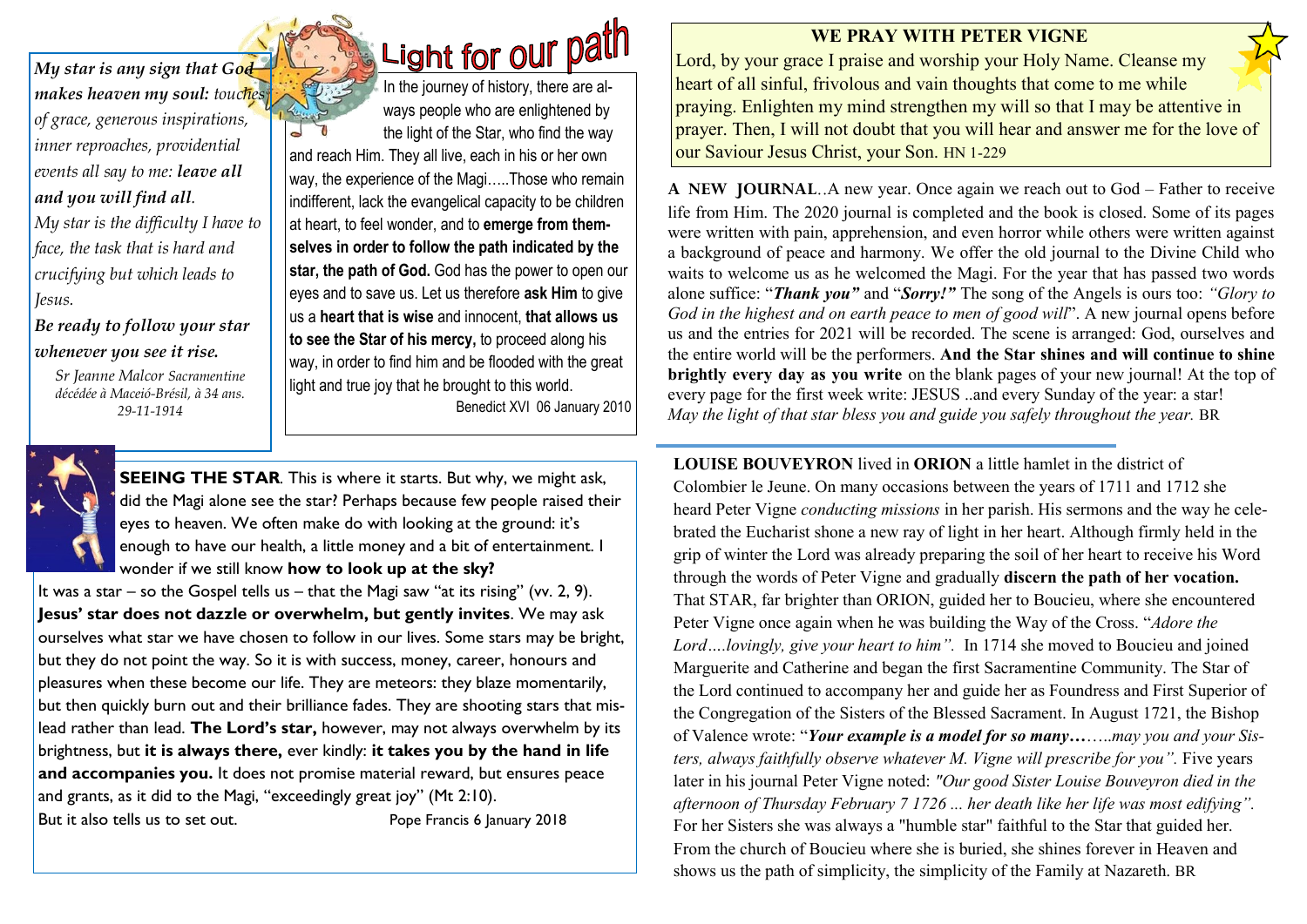*My star is any sign that God makes heaven my soul: touches of grace, generous inspirations, inner reproaches, providential events all say to me:* ***leave all and you will find all****.*

*My star is the difficulty I have to face, the task that is hard and crucifying but which leads to Jesus.*

***Be ready to follow your star whenever you see it rise.***

*Sr Jeanne Malcor Sacramentine décédée à Maceió-Brésil, à 34 ans. 29-11-1914*

# Light for our path

In the journey of history, there are always people who are enlightened by the light of the Star, who find the way and reach Him. They all live, each in his or her own way, the experience of the Magi…..Those who remain indifferent, lack the evangelical capacity to be children at heart, to feel wonder, and to **emerge from themselves in order to follow the path indicated by the star, the path of God.** God has the power to open our eyes and to save us. Let us therefore **ask Him** to give us a **heart that is wise** and innocent, **that allows us to see the Star of his mercy,** to proceed along his way, in order to find him and be flooded with the great light and true joy that he brought to this world.

Benedict XVI 06 January 2010

**SEEING THE STAR**. This is where it starts. But why, we might ask, did the Magi alone see the star? Perhaps because few people raised their eyes to heaven. We often make do with looking at the ground: it's enough to have our health, a little money and a bit of entertainment. I wonder if we still know **how to look up at the sky?**

It was a star – so the Gospel tells us – that the Magi saw "at its rising" (vv. 2, 9). **Jesus' star does not dazzle or overwhelm, but gently invites**. We may ask ourselves what star we have chosen to follow in our lives. Some stars may be bright, but they do not point the way. So it is with success, money, career, honours and pleasures when these become our life. They are meteors: they blaze momentarily, but then quickly burn out and their brilliance fades. They are shooting stars that mislead rather than lead. **The Lord's star,** however, may not always overwhelm by its brightness, but **it is always there,** ever kindly: **it takes you by the hand in life and accompanies you.** It does not promise material reward, but ensures peace and grants, as it did to the Magi, "exceedingly great joy" (Mt 2:10).

But it also tells us to set out. Pope Francis 6 January 2018

## WE PRAY WITH PETER VIGNE

Lord, by your grace I praise and worship your Holy Name. Cleanse my heart of all sinful, frivolous and vain thoughts that come to me while praying. Enlighten my mind strengthen my will so that I may be attentive in prayer. Then, I will not doubt that you will hear and answer me for the love of our Saviour Jesus Christ, your Son. HN 1-229

**A NEW JOURNAL**..A new year. Once again we reach out to God – Father to receive life from Him. The 2020 journal is completed and the book is closed. Some of its pages were written with pain, apprehension, and even horror while others were written against a background of peace and harmony. We offer the old journal to the Divine Child who waits to welcome us as he welcomed the Magi. For the year that has passed two words alone suffice: "***Thank you"*** and "***Sorry!"*** The song of the Angels is ours too: *"Glory to God in the highest and on earth peace to men of good will*". A new journal opens before us and the entries for 2021 will be recorded. The scene is arranged: God, ourselves and the entire world will be the performers. **And the Star shines and will continue to shine brightly every day as you write** on the blank pages of your new journal! At the top of every page for the first week write: JESUS ..and every Sunday of the year: a star!
*May the light of that star bless you and guide you safely throughout the year.* BR

**LOUISE BOUVEYRON** lived in **ORION** a little hamlet in the district of Colombier le Jeune. On many occasions between the years of 1711 and 1712 she heard Peter Vigne *conducting missions* in her parish. His sermons and the way he celebrated the Eucharist shone a new ray of light in her heart. Although firmly held in the grip of winter the Lord was already preparing the soil of her heart to receive his Word through the words of Peter Vigne and gradually **discern the path of her vocation.** That STAR, far brighter than ORION, guided her to Boucieu, where she encountered Peter Vigne once again when he was building the Way of the Cross. "*Adore the Lord….lovingly, give your heart to him".* In 1714 she moved to Boucieu and joined Marguerite and Catherine and began the first Sacramentine Community. The Star of the Lord continued to accompany her and guide her as Foundress and First Superior of the Congregation of the Sisters of the Blessed Sacrament. In August 1721, the Bishop of Valence wrote: "***Your example is a model for so many……****.may you and your Sisters, always faithfully observe whatever M. Vigne will prescribe for you".* Five years later in his journal Peter Vigne noted: *"Our good Sister Louise Bouveyron died in the afternoon of Thursday February 7 1726 ... her death like her life was most edifying".* For her Sisters she was always a "humble star" faithful to the Star that guided her. From the church of Boucieu where she is buried, she shines forever in Heaven and shows us the path of simplicity, the simplicity of the Family at Nazareth. BR